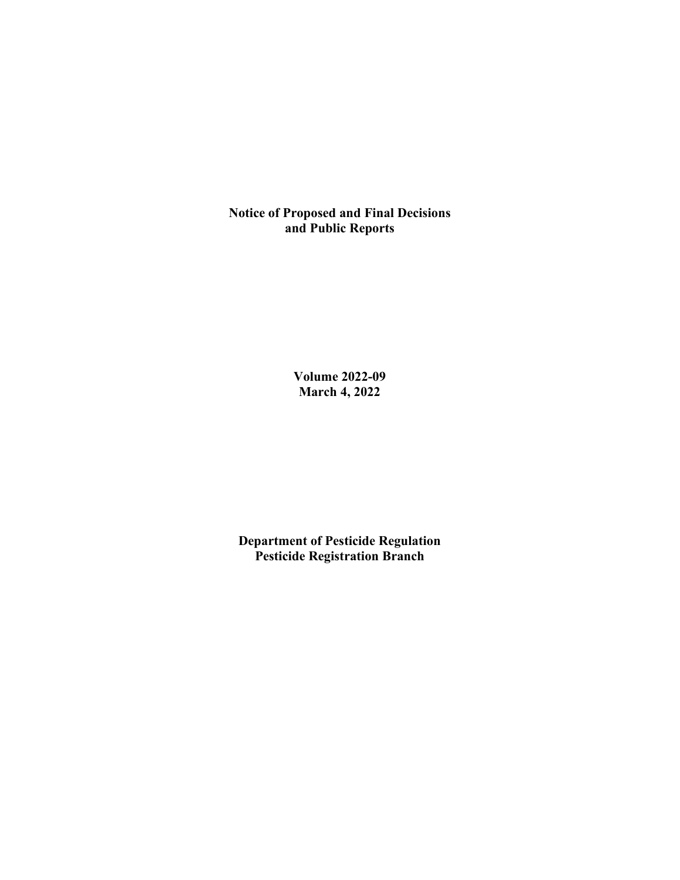# Notice of Proposed and Final Decisions and Public Reports

**Volume 2022-09**
**March 4, 2022**

**Department of Pesticide Regulation**
**Pesticide Registration Branch**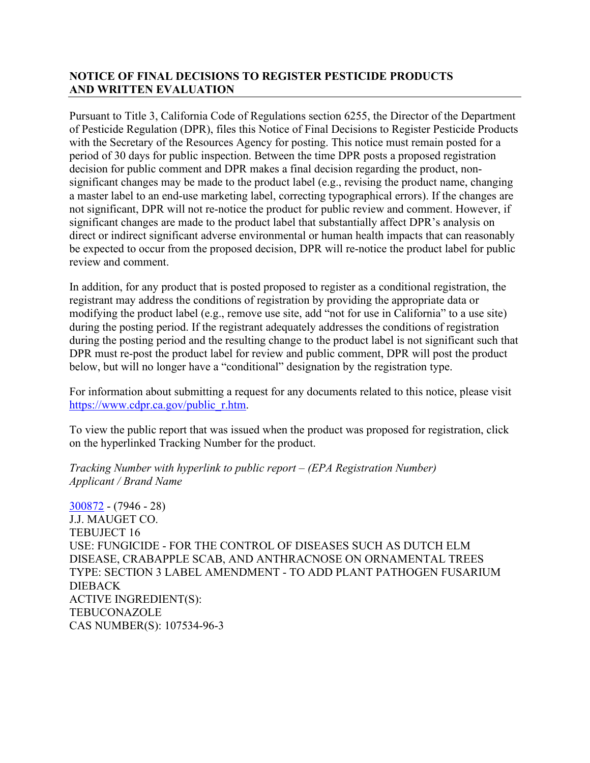## NOTICE OF FINAL DECISIONS TO REGISTER PESTICIDE PRODUCTS AND WRITTEN EVALUATION

Pursuant to Title 3, California Code of Regulations section 6255, the Director of the Department of Pesticide Regulation (DPR), files this Notice of Final Decisions to Register Pesticide Products with the Secretary of the Resources Agency for posting. This notice must remain posted for a period of 30 days for public inspection. Between the time DPR posts a proposed registration decision for public comment and DPR makes a final decision regarding the product, non-significant changes may be made to the product label (e.g., revising the product name, changing a master label to an end-use marketing label, correcting typographical errors). If the changes are not significant, DPR will not re-notice the product for public review and comment. However, if significant changes are made to the product label that substantially affect DPR's analysis on direct or indirect significant adverse environmental or human health impacts that can reasonably be expected to occur from the proposed decision, DPR will re-notice the product label for public review and comment.

In addition, for any product that is posted proposed to register as a conditional registration, the registrant may address the conditions of registration by providing the appropriate data or modifying the product label (e.g., remove use site, add "not for use in California" to a use site) during the posting period. If the registrant adequately addresses the conditions of registration during the posting period and the resulting change to the product label is not significant such that DPR must re-post the product label for review and public comment, DPR will post the product below, but will no longer have a "conditional" designation by the registration type.

For information about submitting a request for any documents related to this notice, please visit https://www.cdpr.ca.gov/public_r.htm.

To view the public report that was issued when the product was proposed for registration, click on the hyperlinked Tracking Number for the product.

*Tracking Number with hyperlink to public report – (EPA Registration Number)*
*Applicant / Brand Name*

300872 - (7946 - 28)
J.J. MAUGET CO.
TEBUJECT 16
USE: FUNGICIDE - FOR THE CONTROL OF DISEASES SUCH AS DUTCH ELM DISEASE, CRABAPPLE SCAB, AND ANTHRACNOSE ON ORNAMENTAL TREES
TYPE: SECTION 3 LABEL AMENDMENT - TO ADD PLANT PATHOGEN FUSARIUM DIEBACK
ACTIVE INGREDIENT(S):
TEBUCONAZOLE
CAS NUMBER(S): 107534-96-3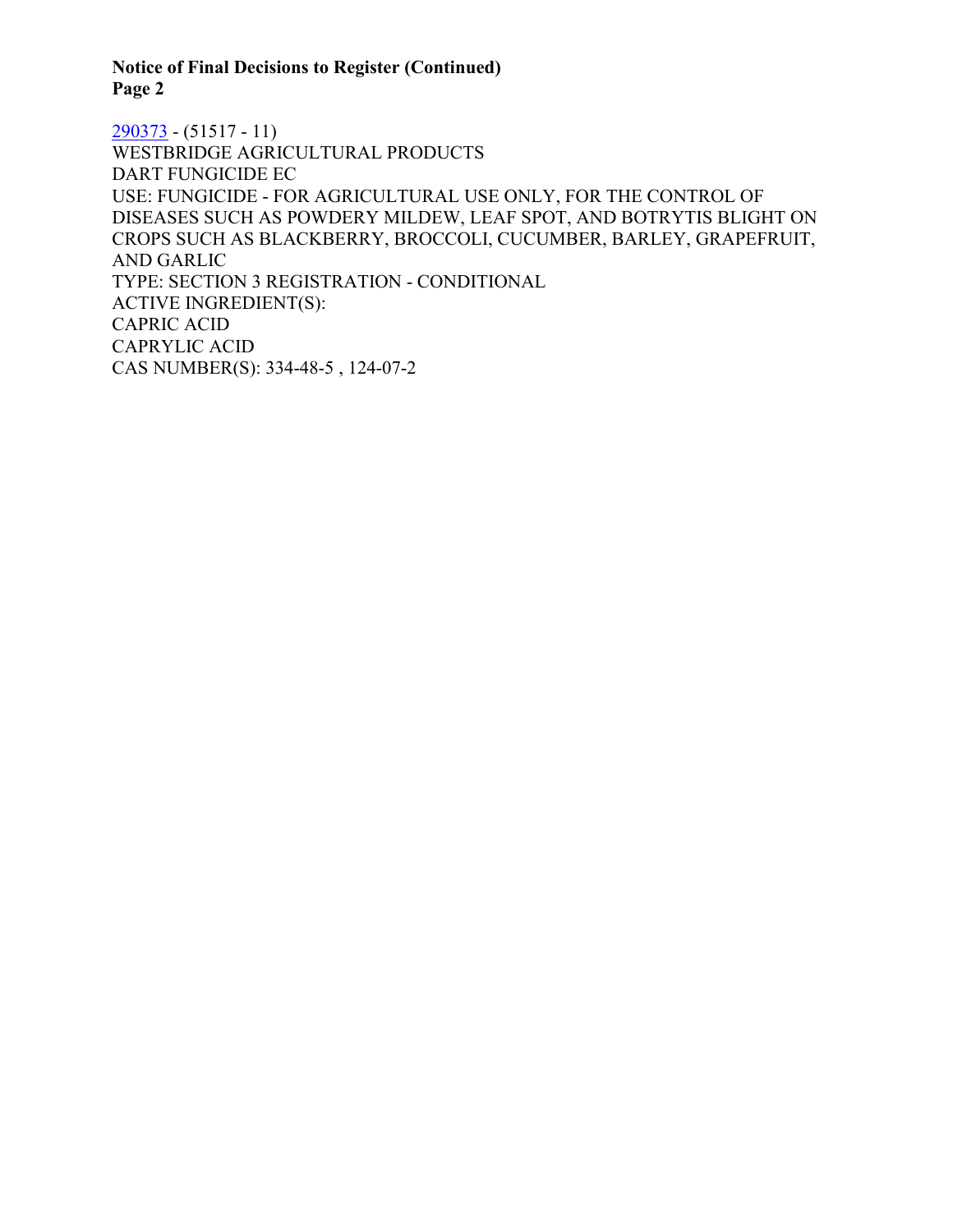**Notice of Final Decisions to Register (Continued)**

290373 - (51517 - 11)
WESTBRIDGE AGRICULTURAL PRODUCTS
DART FUNGICIDE EC
USE: FUNGICIDE - FOR AGRICULTURAL USE ONLY, FOR THE CONTROL OF DISEASES SUCH AS POWDERY MILDEW, LEAF SPOT, AND BOTRYTIS BLIGHT ON CROPS SUCH AS BLACKBERRY, BROCCOLI, CUCUMBER, BARLEY, GRAPEFRUIT, AND GARLIC
TYPE: SECTION 3 REGISTRATION - CONDITIONAL
ACTIVE INGREDIENT(S):
CAPRIC ACID
CAPRYLIC ACID
CAS NUMBER(S): 334-48-5 , 124-07-2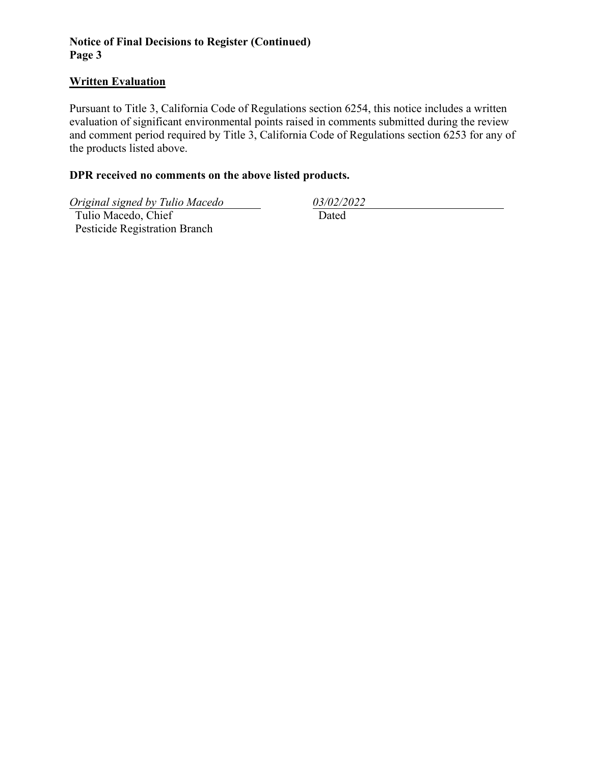## Written Evaluation

Pursuant to Title 3, California Code of Regulations section 6254, this notice includes a written evaluation of significant environmental points raised in comments submitted during the review and comment period required by Title 3, California Code of Regulations section 6253 for any of the products listed above.

**DPR received no comments on the above listed products.**

*Original signed by Tulio Macedo*
Tulio Macedo, Chief
Pesticide Registration Branch

*03/02/2022*
Dated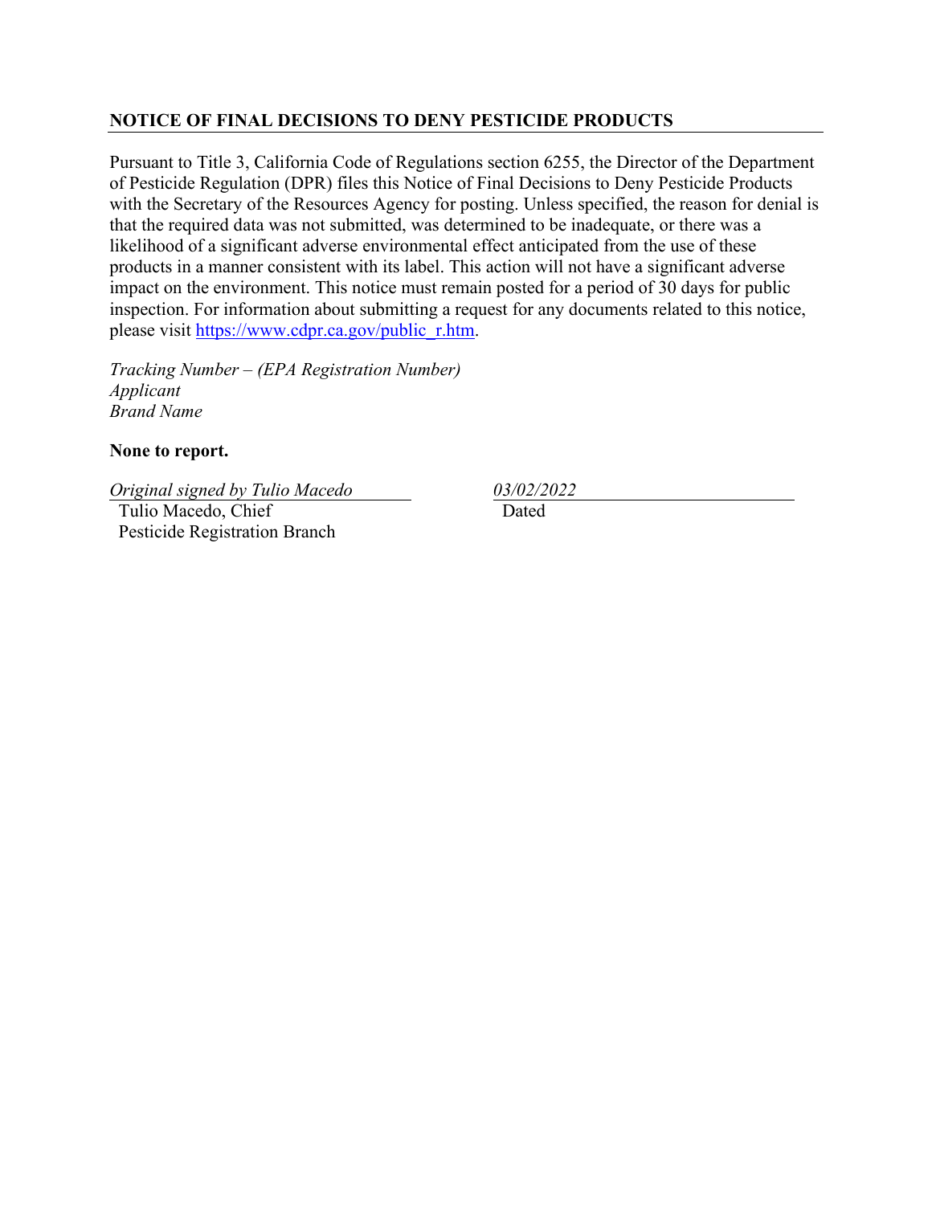## NOTICE OF FINAL DECISIONS TO DENY PESTICIDE PRODUCTS

Pursuant to Title 3, California Code of Regulations section 6255, the Director of the Department of Pesticide Regulation (DPR) files this Notice of Final Decisions to Deny Pesticide Products with the Secretary of the Resources Agency for posting. Unless specified, the reason for denial is that the required data was not submitted, was determined to be inadequate, or there was a likelihood of a significant adverse environmental effect anticipated from the use of these products in a manner consistent with its label. This action will not have a significant adverse impact on the environment. This notice must remain posted for a period of 30 days for public inspection. For information about submitting a request for any documents related to this notice, please visit https://www.cdpr.ca.gov/public_r.htm.

*Tracking Number – (EPA Registration Number)*
*Applicant*
*Brand Name*

**None to report.**

*Original signed by Tulio Macedo*
Tulio Macedo, Chief
Pesticide Registration Branch

*03/02/2022*
Dated